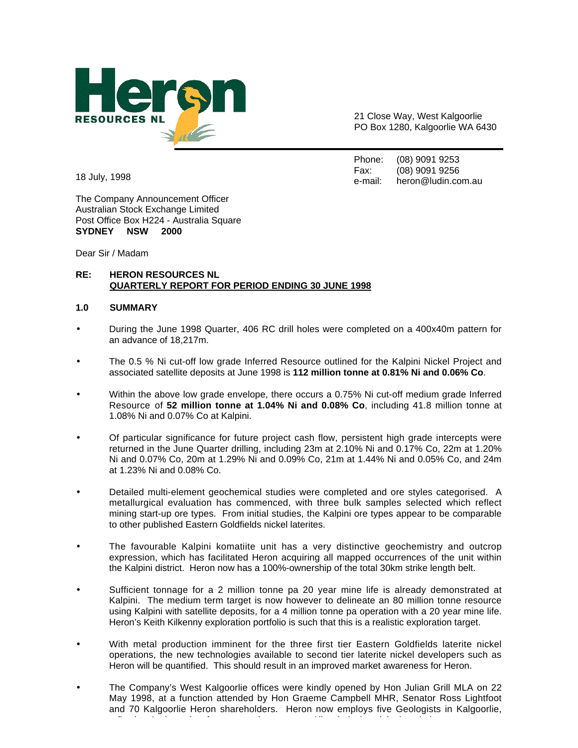**Heron**
**RESOURCES NL**

21 Close Way, West Kalgoorlie
PO Box 1280, Kalgoorlie WA 6430

Phone: (08) 9091 9253
Fax: (08) 9091 9256
e-mail: heron@ludin.com.au

18 July, 1998

The Company Announcement Officer
Australian Stock Exchange Limited
Post Office Box H224 - Australia Square
**SYDNEY NSW 2000**

Dear Sir / Madam

**RE: HERON RESOURCES NL**
**QUARTERLY REPORT FOR PERIOD ENDING 30 JUNE 1998**

## 1.0 SUMMARY

- During the June 1998 Quarter, 406 RC drill holes were completed on a 400x40m pattern for an advance of 18,217m.

- The 0.5 % Ni cut-off low grade Inferred Resource outlined for the Kalpini Nickel Project and associated satellite deposits at June 1998 is **112 million tonne at 0.81% Ni and 0.06% Co**.

- Within the above low grade envelope, there occurs a 0.75% Ni cut-off medium grade Inferred Resource of **52 million tonne at 1.04% Ni and 0.08% Co**, including 41.8 million tonne at 1.08% Ni and 0.07% Co at Kalpini.

- Of particular significance for future project cash flow, persistent high grade intercepts were returned in the June Quarter drilling, including 23m at 2.10% Ni and 0.17% Co, 22m at 1.20% Ni and 0.07% Co, 20m at 1.29% Ni and 0.09% Co, 21m at 1.44% Ni and 0.05% Co, and 24m at 1.23% Ni and 0.08% Co.

- Detailed multi-element geochemical studies were completed and ore styles categorised. A metallurgical evaluation has commenced, with three bulk samples selected which reflect mining start-up ore types. From initial studies, the Kalpini ore types appear to be comparable to other published Eastern Goldfields nickel laterites.

- The favourable Kalpini komatiite unit has a very distinctive geochemistry and outcrop expression, which has facilitated Heron acquiring all mapped occurrences of the unit within the Kalpini district. Heron now has a 100%-ownership of the total 30km strike length belt.

- Sufficient tonnage for a 2 million tonne pa 20 year mine life is already demonstrated at Kalpini. The medium term target is now however to delineate an 80 million tonne resource using Kalpini with satellite deposits, for a 4 million tonne pa operation with a 20 year mine life. Heron's Keith Kilkenny exploration portfolio is such that this is a realistic exploration target.

- With metal production imminent for the three first tier Eastern Goldfields laterite nickel operations, the new technologies available to second tier laterite nickel developers such as Heron will be quantified. This should result in an improved market awareness for Heron.

- The Company's West Kalgoorlie offices were kindly opened by Hon Julian Grill MLA on 22 May 1998, at a function attended by Hon Graeme Campbell MHR, Senator Ross Lightfoot and 70 Kalgoorlie Heron shareholders. Heron now employs five Geologists in Kalgoorlie,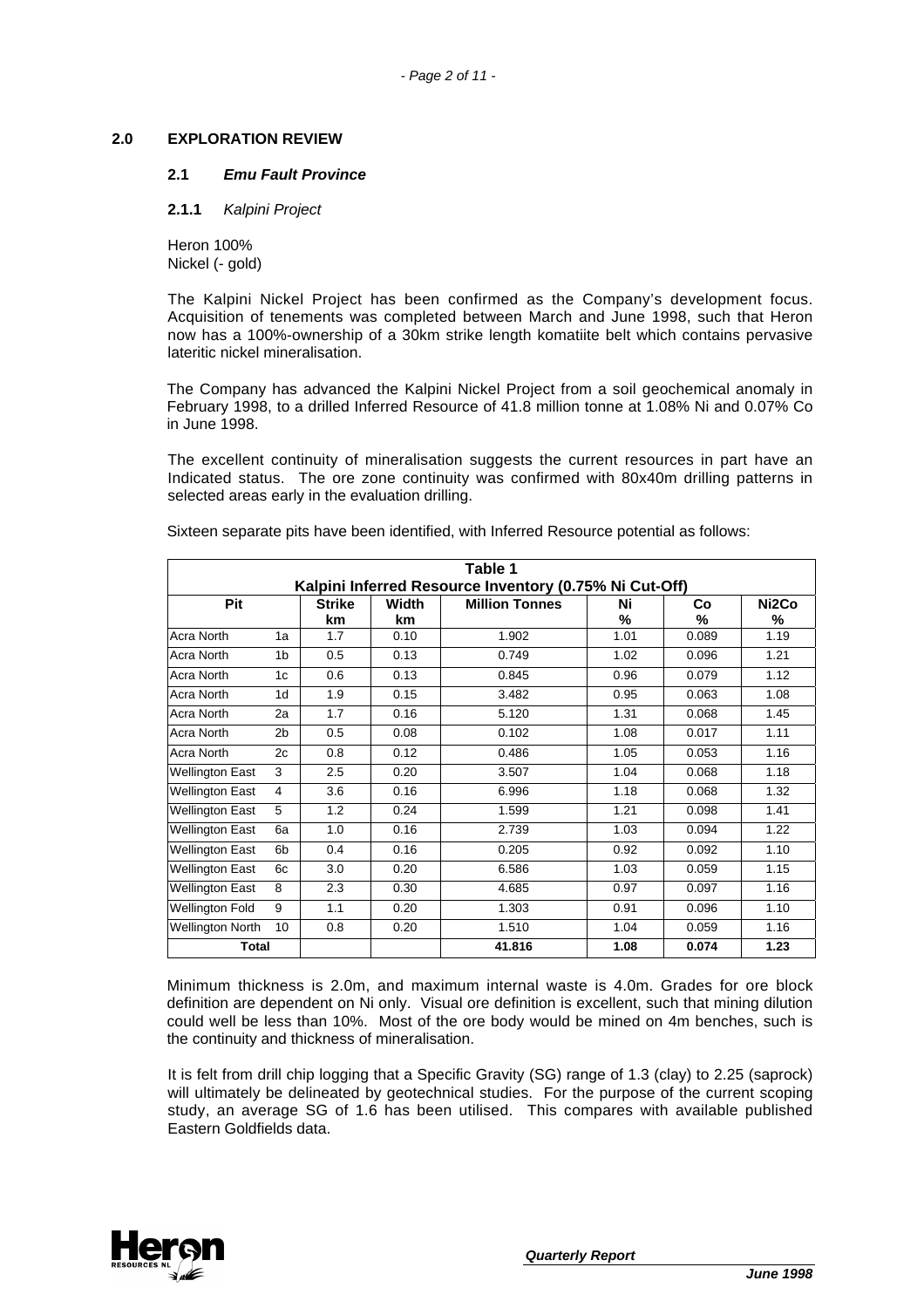## 2.0 EXPLORATION REVIEW

### 2.1 *Emu Fault Province*

#### 2.1.1 *Kalpini Project*

Heron 100%
Nickel (- gold)

The Kalpini Nickel Project has been confirmed as the Company's development focus. Acquisition of tenements was completed between March and June 1998, such that Heron now has a 100%-ownership of a 30km strike length komatiite belt which contains pervasive lateritic nickel mineralisation.

The Company has advanced the Kalpini Nickel Project from a soil geochemical anomaly in February 1998, to a drilled Inferred Resource of 41.8 million tonne at 1.08% Ni and 0.07% Co in June 1998.

The excellent continuity of mineralisation suggests the current resources in part have an Indicated status. The ore zone continuity was confirmed with 80x40m drilling patterns in selected areas early in the evaluation drilling.

Sixteen separate pits have been identified, with Inferred Resource potential as follows:

**Table 1**
**Kalpini Inferred Resource Inventory (0.75% Ni Cut-Off)**

| Pit | | Strike km | Width km | Million Tonnes | Ni % | Co % | Ni2Co % |
|---|---|---|---|---|---|---|---|
| Acra North | 1a | 1.7 | 0.10 | 1.902 | 1.01 | 0.089 | 1.19 |
| Acra North | 1b | 0.5 | 0.13 | 0.749 | 1.02 | 0.096 | 1.21 |
| Acra North | 1c | 0.6 | 0.13 | 0.845 | 0.96 | 0.079 | 1.12 |
| Acra North | 1d | 1.9 | 0.15 | 3.482 | 0.95 | 0.063 | 1.08 |
| Acra North | 2a | 1.7 | 0.16 | 5.120 | 1.31 | 0.068 | 1.45 |
| Acra North | 2b | 0.5 | 0.08 | 0.102 | 1.08 | 0.017 | 1.11 |
| Acra North | 2c | 0.8 | 0.12 | 0.486 | 1.05 | 0.053 | 1.16 |
| Wellington East | 3 | 2.5 | 0.20 | 3.507 | 1.04 | 0.068 | 1.18 |
| Wellington East | 4 | 3.6 | 0.16 | 6.996 | 1.18 | 0.068 | 1.32 |
| Wellington East | 5 | 1.2 | 0.24 | 1.599 | 1.21 | 0.098 | 1.41 |
| Wellington East | 6a | 1.0 | 0.16 | 2.739 | 1.03 | 0.094 | 1.22 |
| Wellington East | 6b | 0.4 | 0.16 | 0.205 | 0.92 | 0.092 | 1.10 |
| Wellington East | 6c | 3.0 | 0.20 | 6.586 | 1.03 | 0.059 | 1.15 |
| Wellington East | 8 | 2.3 | 0.30 | 4.685 | 0.97 | 0.097 | 1.16 |
| Wellington Fold | 9 | 1.1 | 0.20 | 1.303 | 0.91 | 0.096 | 1.10 |
| Wellington North | 10 | 0.8 | 0.20 | 1.510 | 1.04 | 0.059 | 1.16 |
| **Total** | | | | **41.816** | **1.08** | **0.074** | **1.23** |

Minimum thickness is 2.0m, and maximum internal waste is 4.0m. Grades for ore block definition are dependent on Ni only. Visual ore definition is excellent, such that mining dilution could well be less than 10%. Most of the ore body would be mined on 4m benches, such is the continuity and thickness of mineralisation.

It is felt from drill chip logging that a Specific Gravity (SG) range of 1.3 (clay) to 2.25 (saprock) will ultimately be delineated by geotechnical studies. For the purpose of the current scoping study, an average SG of 1.6 has been utilised. This compares with available published Eastern Goldfields data.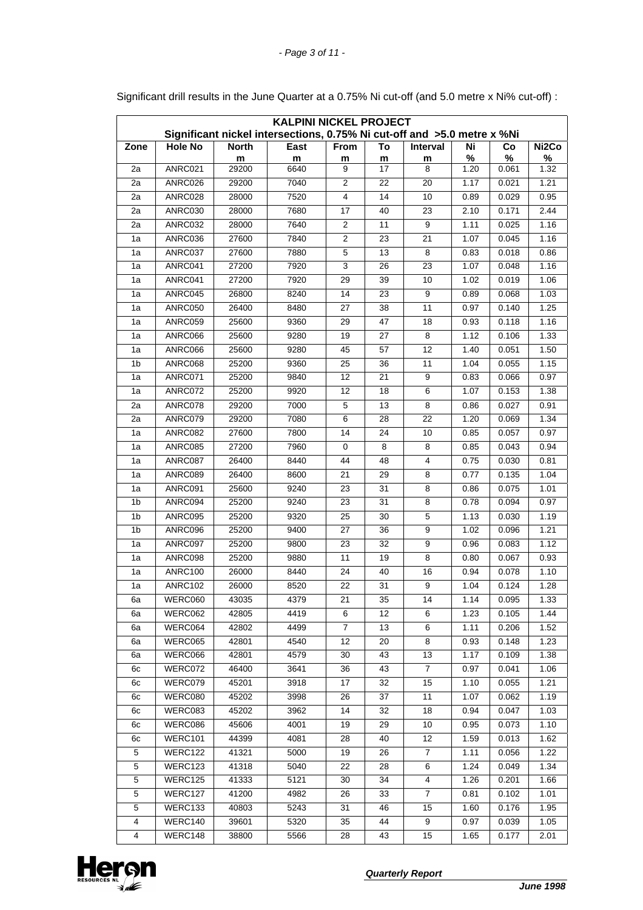Significant drill results in the June Quarter at a 0.75% Ni cut-off (and 5.0 metre x Ni% cut-off) :

| KALPINI NICKEL PROJECT<br>Significant nickel intersections, 0.75% Ni cut-off and >5.0 metre x %Ni | | | | | | | | | |
|---|---|---|---|---|---|---|---|---|---|
| Zone | Hole No | North m | East m | From m | To m | Interval m | Ni % | Co % | Ni2Co % |
| 2a | ANRC021 | 29200 | 6640 | 9 | 17 | 8 | 1.20 | 0.061 | 1.32 |
| 2a | ANRC026 | 29200 | 7040 | 2 | 22 | 20 | 1.17 | 0.021 | 1.21 |
| 2a | ANRC028 | 28000 | 7520 | 4 | 14 | 10 | 0.89 | 0.029 | 0.95 |
| 2a | ANRC030 | 28000 | 7680 | 17 | 40 | 23 | 2.10 | 0.171 | 2.44 |
| 2a | ANRC032 | 28000 | 7640 | 2 | 11 | 9 | 1.11 | 0.025 | 1.16 |
| 1a | ANRC036 | 27600 | 7840 | 2 | 23 | 21 | 1.07 | 0.045 | 1.16 |
| 1a | ANRC037 | 27600 | 7880 | 5 | 13 | 8 | 0.83 | 0.018 | 0.86 |
| 1a | ANRC041 | 27200 | 7920 | 3 | 26 | 23 | 1.07 | 0.048 | 1.16 |
| 1a | ANRC041 | 27200 | 7920 | 29 | 39 | 10 | 1.02 | 0.019 | 1.06 |
| 1a | ANRC045 | 26800 | 8240 | 14 | 23 | 9 | 0.89 | 0.068 | 1.03 |
| 1a | ANRC050 | 26400 | 8480 | 27 | 38 | 11 | 0.97 | 0.140 | 1.25 |
| 1a | ANRC059 | 25600 | 9360 | 29 | 47 | 18 | 0.93 | 0.118 | 1.16 |
| 1a | ANRC066 | 25600 | 9280 | 19 | 27 | 8 | 1.12 | 0.106 | 1.33 |
| 1a | ANRC066 | 25600 | 9280 | 45 | 57 | 12 | 1.40 | 0.051 | 1.50 |
| 1b | ANRC068 | 25200 | 9360 | 25 | 36 | 11 | 1.04 | 0.055 | 1.15 |
| 1a | ANRC071 | 25200 | 9840 | 12 | 21 | 9 | 0.83 | 0.066 | 0.97 |
| 1a | ANRC072 | 25200 | 9920 | 12 | 18 | 6 | 1.07 | 0.153 | 1.38 |
| 2a | ANRC078 | 29200 | 7000 | 5 | 13 | 8 | 0.86 | 0.027 | 0.91 |
| 2a | ANRC079 | 29200 | 7080 | 6 | 28 | 22 | 1.20 | 0.069 | 1.34 |
| 1a | ANRC082 | 27600 | 7800 | 14 | 24 | 10 | 0.85 | 0.057 | 0.97 |
| 1a | ANRC085 | 27200 | 7960 | 0 | 8 | 8 | 0.85 | 0.043 | 0.94 |
| 1a | ANRC087 | 26400 | 8440 | 44 | 48 | 4 | 0.75 | 0.030 | 0.81 |
| 1a | ANRC089 | 26400 | 8600 | 21 | 29 | 8 | 0.77 | 0.135 | 1.04 |
| 1a | ANRC091 | 25600 | 9240 | 23 | 31 | 8 | 0.86 | 0.075 | 1.01 |
| 1b | ANRC094 | 25200 | 9240 | 23 | 31 | 8 | 0.78 | 0.094 | 0.97 |
| 1b | ANRC095 | 25200 | 9320 | 25 | 30 | 5 | 1.13 | 0.030 | 1.19 |
| 1b | ANRC096 | 25200 | 9400 | 27 | 36 | 9 | 1.02 | 0.096 | 1.21 |
| 1a | ANRC097 | 25200 | 9800 | 23 | 32 | 9 | 0.96 | 0.083 | 1.12 |
| 1a | ANRC098 | 25200 | 9880 | 11 | 19 | 8 | 0.80 | 0.067 | 0.93 |
| 1a | ANRC100 | 26000 | 8440 | 24 | 40 | 16 | 0.94 | 0.078 | 1.10 |
| 1a | ANRC102 | 26000 | 8520 | 22 | 31 | 9 | 1.04 | 0.124 | 1.28 |
| 6a | WERC060 | 43035 | 4379 | 21 | 35 | 14 | 1.14 | 0.095 | 1.33 |
| 6a | WERC062 | 42805 | 4419 | 6 | 12 | 6 | 1.23 | 0.105 | 1.44 |
| 6a | WERC064 | 42802 | 4499 | 7 | 13 | 6 | 1.11 | 0.206 | 1.52 |
| 6a | WERC065 | 42801 | 4540 | 12 | 20 | 8 | 0.93 | 0.148 | 1.23 |
| 6a | WERC066 | 42801 | 4579 | 30 | 43 | 13 | 1.17 | 0.109 | 1.38 |
| 6c | WERC072 | 46400 | 3641 | 36 | 43 | 7 | 0.97 | 0.041 | 1.06 |
| 6c | WERC079 | 45201 | 3918 | 17 | 32 | 15 | 1.10 | 0.055 | 1.21 |
| 6c | WERC080 | 45202 | 3998 | 26 | 37 | 11 | 1.07 | 0.062 | 1.19 |
| 6c | WERC083 | 45202 | 3962 | 14 | 32 | 18 | 0.94 | 0.047 | 1.03 |
| 6c | WERC086 | 45606 | 4001 | 19 | 29 | 10 | 0.95 | 0.073 | 1.10 |
| 6c | WERC101 | 44399 | 4081 | 28 | 40 | 12 | 1.59 | 0.013 | 1.62 |
| 5 | WERC122 | 41321 | 5000 | 19 | 26 | 7 | 1.11 | 0.056 | 1.22 |
| 5 | WERC123 | 41318 | 5040 | 22 | 28 | 6 | 1.24 | 0.049 | 1.34 |
| 5 | WERC125 | 41333 | 5121 | 30 | 34 | 4 | 1.26 | 0.201 | 1.66 |
| 5 | WERC127 | 41200 | 4982 | 26 | 33 | 7 | 0.81 | 0.102 | 1.01 |
| 5 | WERC133 | 40803 | 5243 | 31 | 46 | 15 | 1.60 | 0.176 | 1.95 |
| 4 | WERC140 | 39601 | 5320 | 35 | 44 | 9 | 0.97 | 0.039 | 1.05 |
| 4 | WERC148 | 38800 | 5566 | 28 | 43 | 15 | 1.65 | 0.177 | 2.01 |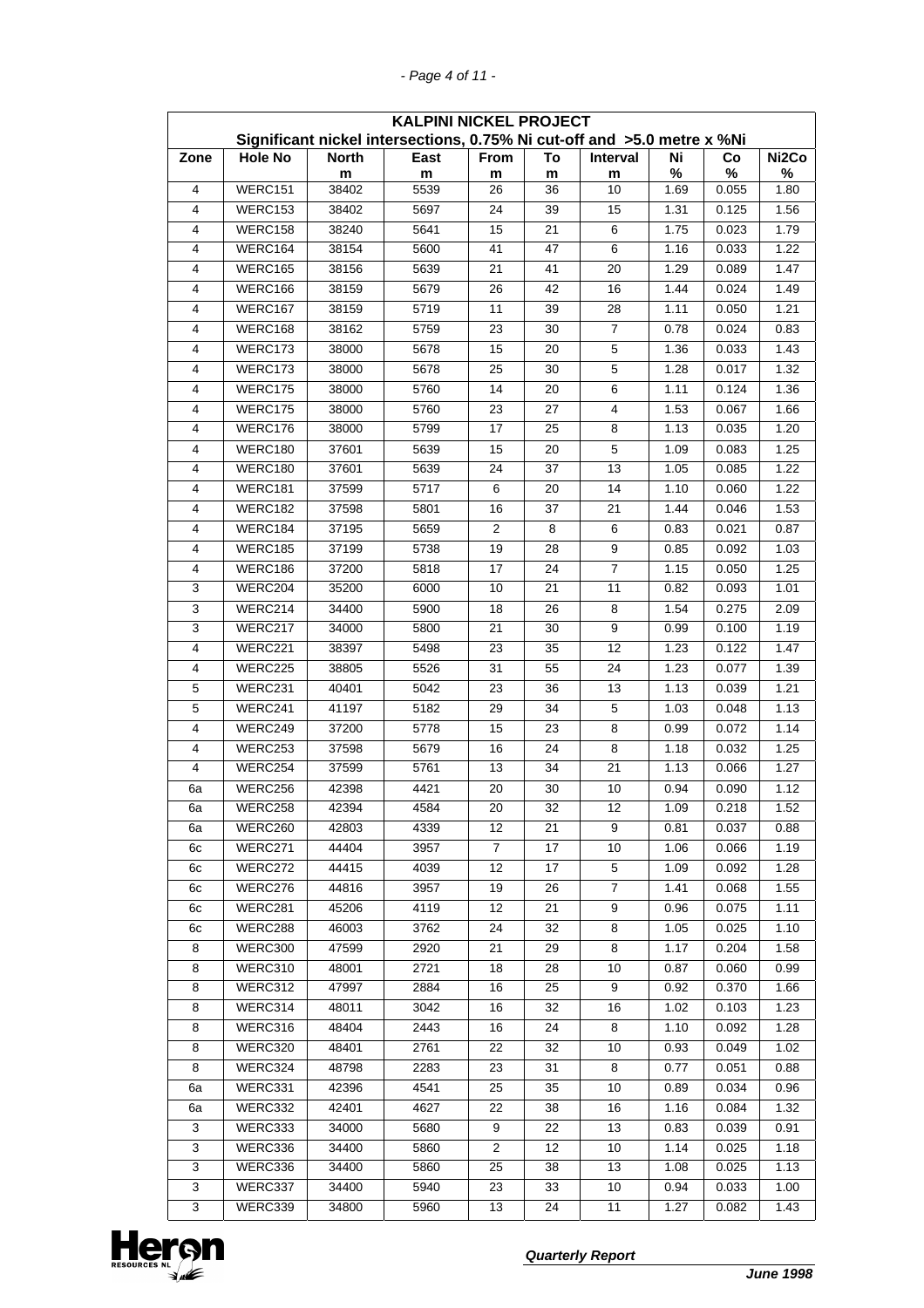| KALPINI NICKEL PROJECT | | | | | | | | | |
|---|---|---|---|---|---|---|---|---|---|
| Significant nickel intersections, 0.75% Ni cut-off and >5.0 metre x %Ni | | | | | | | | | |
| Zone | Hole No | North m | East m | From m | To m | Interval m | Ni % | Co % | Ni2Co % |
| 4 | WERC151 | 38402 | 5539 | 26 | 36 | 10 | 1.69 | 0.055 | 1.80 |
| 4 | WERC153 | 38402 | 5697 | 24 | 39 | 15 | 1.31 | 0.125 | 1.56 |
| 4 | WERC158 | 38240 | 5641 | 15 | 21 | 6 | 1.75 | 0.023 | 1.79 |
| 4 | WERC164 | 38154 | 5600 | 41 | 47 | 6 | 1.16 | 0.033 | 1.22 |
| 4 | WERC165 | 38156 | 5639 | 21 | 41 | 20 | 1.29 | 0.089 | 1.47 |
| 4 | WERC166 | 38159 | 5679 | 26 | 42 | 16 | 1.44 | 0.024 | 1.49 |
| 4 | WERC167 | 38159 | 5719 | 11 | 39 | 28 | 1.11 | 0.050 | 1.21 |
| 4 | WERC168 | 38162 | 5759 | 23 | 30 | 7 | 0.78 | 0.024 | 0.83 |
| 4 | WERC173 | 38000 | 5678 | 15 | 20 | 5 | 1.36 | 0.033 | 1.43 |
| 4 | WERC173 | 38000 | 5678 | 25 | 30 | 5 | 1.28 | 0.017 | 1.32 |
| 4 | WERC175 | 38000 | 5760 | 14 | 20 | 6 | 1.11 | 0.124 | 1.36 |
| 4 | WERC175 | 38000 | 5760 | 23 | 27 | 4 | 1.53 | 0.067 | 1.66 |
| 4 | WERC176 | 38000 | 5799 | 17 | 25 | 8 | 1.13 | 0.035 | 1.20 |
| 4 | WERC180 | 37601 | 5639 | 15 | 20 | 5 | 1.09 | 0.083 | 1.25 |
| 4 | WERC180 | 37601 | 5639 | 24 | 37 | 13 | 1.05 | 0.085 | 1.22 |
| 4 | WERC181 | 37599 | 5717 | 6 | 20 | 14 | 1.10 | 0.060 | 1.22 |
| 4 | WERC182 | 37598 | 5801 | 16 | 37 | 21 | 1.44 | 0.046 | 1.53 |
| 4 | WERC184 | 37195 | 5659 | 2 | 8 | 6 | 0.83 | 0.021 | 0.87 |
| 4 | WERC185 | 37199 | 5738 | 19 | 28 | 9 | 0.85 | 0.092 | 1.03 |
| 4 | WERC186 | 37200 | 5818 | 17 | 24 | 7 | 1.15 | 0.050 | 1.25 |
| 3 | WERC204 | 35200 | 6000 | 10 | 21 | 11 | 0.82 | 0.093 | 1.01 |
| 3 | WERC214 | 34400 | 5900 | 18 | 26 | 8 | 1.54 | 0.275 | 2.09 |
| 3 | WERC217 | 34000 | 5800 | 21 | 30 | 9 | 0.99 | 0.100 | 1.19 |
| 4 | WERC221 | 38397 | 5498 | 23 | 35 | 12 | 1.23 | 0.122 | 1.47 |
| 4 | WERC225 | 38805 | 5526 | 31 | 55 | 24 | 1.23 | 0.077 | 1.39 |
| 5 | WERC231 | 40401 | 5042 | 23 | 36 | 13 | 1.13 | 0.039 | 1.21 |
| 5 | WERC241 | 41197 | 5182 | 29 | 34 | 5 | 1.03 | 0.048 | 1.13 |
| 4 | WERC249 | 37200 | 5778 | 15 | 23 | 8 | 0.99 | 0.072 | 1.14 |
| 4 | WERC253 | 37598 | 5679 | 16 | 24 | 8 | 1.18 | 0.032 | 1.25 |
| 4 | WERC254 | 37599 | 5761 | 13 | 34 | 21 | 1.13 | 0.066 | 1.27 |
| 6a | WERC256 | 42398 | 4421 | 20 | 30 | 10 | 0.94 | 0.090 | 1.12 |
| 6a | WERC258 | 42394 | 4584 | 20 | 32 | 12 | 1.09 | 0.218 | 1.52 |
| 6a | WERC260 | 42803 | 4339 | 12 | 21 | 9 | 0.81 | 0.037 | 0.88 |
| 6c | WERC271 | 44404 | 3957 | 7 | 17 | 10 | 1.06 | 0.066 | 1.19 |
| 6c | WERC272 | 44415 | 4039 | 12 | 17 | 5 | 1.09 | 0.092 | 1.28 |
| 6c | WERC276 | 44816 | 3957 | 19 | 26 | 7 | 1.41 | 0.068 | 1.55 |
| 6c | WERC281 | 45206 | 4119 | 12 | 21 | 9 | 0.96 | 0.075 | 1.11 |
| 6c | WERC288 | 46003 | 3762 | 24 | 32 | 8 | 1.05 | 0.025 | 1.10 |
| 8 | WERC300 | 47599 | 2920 | 21 | 29 | 8 | 1.17 | 0.204 | 1.58 |
| 8 | WERC310 | 48001 | 2721 | 18 | 28 | 10 | 0.87 | 0.060 | 0.99 |
| 8 | WERC312 | 47997 | 2884 | 16 | 25 | 9 | 0.92 | 0.370 | 1.66 |
| 8 | WERC314 | 48011 | 3042 | 16 | 32 | 16 | 1.02 | 0.103 | 1.23 |
| 8 | WERC316 | 48404 | 2443 | 16 | 24 | 8 | 1.10 | 0.092 | 1.28 |
| 8 | WERC320 | 48401 | 2761 | 22 | 32 | 10 | 0.93 | 0.049 | 1.02 |
| 8 | WERC324 | 48798 | 2283 | 23 | 31 | 8 | 0.77 | 0.051 | 0.88 |
| 6a | WERC331 | 42396 | 4541 | 25 | 35 | 10 | 0.89 | 0.034 | 0.96 |
| 6a | WERC332 | 42401 | 4627 | 22 | 38 | 16 | 1.16 | 0.084 | 1.32 |
| 3 | WERC333 | 34000 | 5680 | 9 | 22 | 13 | 0.83 | 0.039 | 0.91 |
| 3 | WERC336 | 34400 | 5860 | 2 | 12 | 10 | 1.14 | 0.025 | 1.18 |
| 3 | WERC336 | 34400 | 5860 | 25 | 38 | 13 | 1.08 | 0.025 | 1.13 |
| 3 | WERC337 | 34400 | 5940 | 23 | 33 | 10 | 0.94 | 0.033 | 1.00 |
| 3 | WERC339 | 34800 | 5960 | 13 | 24 | 11 | 1.27 | 0.082 | 1.43 |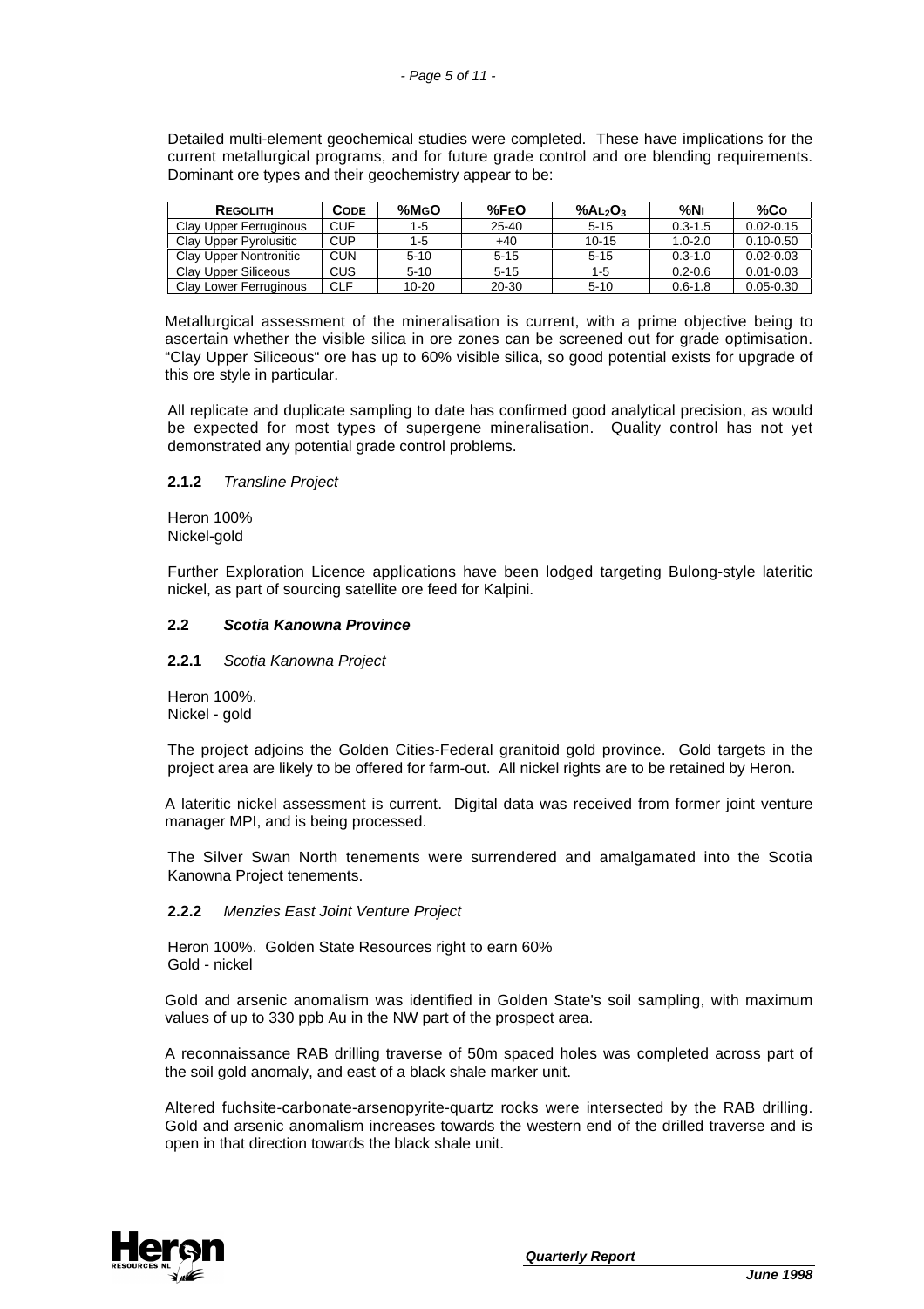Detailed multi-element geochemical studies were completed. These have implications for the current metallurgical programs, and for future grade control and ore blending requirements. Dominant ore types and their geochemistry appear to be:

| REGOLITH | CODE | %MGO | %FEO | %$AL_2O_3$ | %NI | %CO |
|---|---|---|---|---|---|---|
| Clay Upper Ferruginous | CUF | 1-5 | 25-40 | 5-15 | 0.3-1.5 | 0.02-0.15 |
| Clay Upper Pyrolusitic | CUP | 1-5 | +40 | 10-15 | 1.0-2.0 | 0.10-0.50 |
| Clay Upper Nontronitic | CUN | 5-10 | 5-15 | 5-15 | 0.3-1.0 | 0.02-0.03 |
| Clay Upper Siliceous | CUS | 5-10 | 5-15 | 1-5 | 0.2-0.6 | 0.01-0.03 |
| Clay Lower Ferruginous | CLF | 10-20 | 20-30 | 5-10 | 0.6-1.8 | 0.05-0.30 |

Metallurgical assessment of the mineralisation is current, with a prime objective being to ascertain whether the visible silica in ore zones can be screened out for grade optimisation. "Clay Upper Siliceous" ore has up to 60% visible silica, so good potential exists for upgrade of this ore style in particular.

All replicate and duplicate sampling to date has confirmed good analytical precision, as would be expected for most types of supergene mineralisation. Quality control has not yet demonstrated any potential grade control problems.

#### 2.1.2 *Transline Project*

Heron 100%
Nickel-gold

Further Exploration Licence applications have been lodged targeting Bulong-style lateritic nickel, as part of sourcing satellite ore feed for Kalpini.

### 2.2 *Scotia Kanowna Province*

#### 2.2.1 *Scotia Kanowna Project*

Heron 100%.
Nickel - gold

The project adjoins the Golden Cities-Federal granitoid gold province. Gold targets in the project area are likely to be offered for farm-out. All nickel rights are to be retained by Heron.

A lateritic nickel assessment is current. Digital data was received from former joint venture manager MPI, and is being processed.

The Silver Swan North tenements were surrendered and amalgamated into the Scotia Kanowna Project tenements.

#### 2.2.2 *Menzies East Joint Venture Project*

Heron 100%. Golden State Resources right to earn 60%
Gold - nickel

Gold and arsenic anomalism was identified in Golden State's soil sampling, with maximum values of up to 330 ppb Au in the NW part of the prospect area.

A reconnaissance RAB drilling traverse of 50m spaced holes was completed across part of the soil gold anomaly, and east of a black shale marker unit.

Altered fuchsite-carbonate-arsenopyrite-quartz rocks were intersected by the RAB drilling. Gold and arsenic anomalism increases towards the western end of the drilled traverse and is open in that direction towards the black shale unit.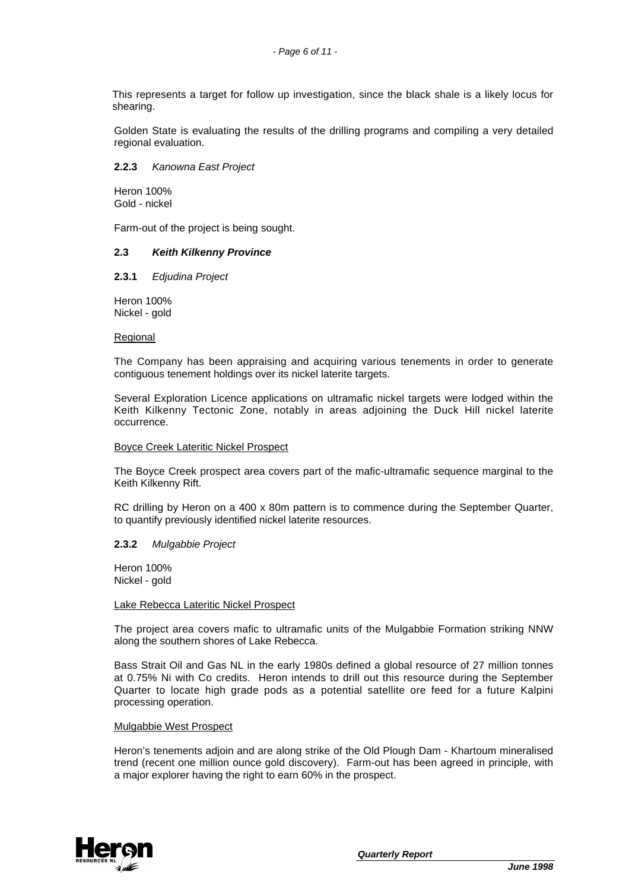This represents a target for follow up investigation, since the black shale is a likely locus for shearing.

Golden State is evaluating the results of the drilling programs and compiling a very detailed regional evaluation.

**2.2.3** *Kanowna East Project*

Heron 100%
Gold - nickel

Farm-out of the project is being sought.

### 2.3 *Keith Kilkenny Province*

**2.3.1** *Edjudina Project*

Heron 100%
Nickel - gold

Regional

The Company has been appraising and acquiring various tenements in order to generate contiguous tenement holdings over its nickel laterite targets.

Several Exploration Licence applications on ultramafic nickel targets were lodged within the Keith Kilkenny Tectonic Zone, notably in areas adjoining the Duck Hill nickel laterite occurrence.

Boyce Creek Lateritic Nickel Prospect

The Boyce Creek prospect area covers part of the mafic-ultramafic sequence marginal to the Keith Kilkenny Rift.

RC drilling by Heron on a 400 x 80m pattern is to commence during the September Quarter, to quantify previously identified nickel laterite resources.

**2.3.2** *Mulgabbie Project*

Heron 100%
Nickel - gold

Lake Rebecca Lateritic Nickel Prospect

The project area covers mafic to ultramafic units of the Mulgabbie Formation striking NNW along the southern shores of Lake Rebecca.

Bass Strait Oil and Gas NL in the early 1980s defined a global resource of 27 million tonnes at 0.75% Ni with Co credits. Heron intends to drill out this resource during the September Quarter to locate high grade pods as a potential satellite ore feed for a future Kalpini processing operation.

Mulgabbie West Prospect

Heron's tenements adjoin and are along strike of the Old Plough Dam - Khartoum mineralised trend (recent one million ounce gold discovery). Farm-out has been agreed in principle, with a major explorer having the right to earn 60% in the prospect.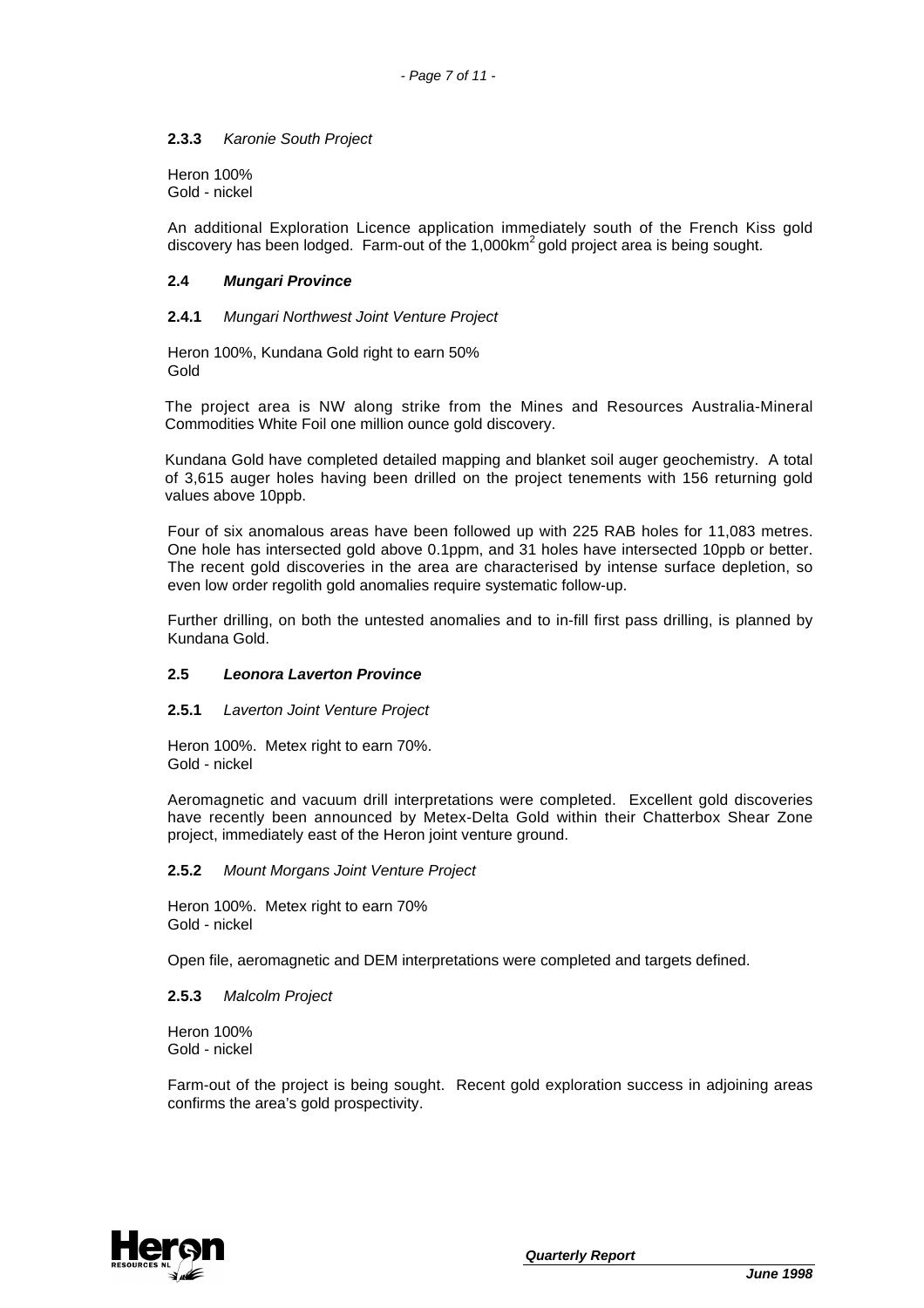### 2.3.3 *Karonie South Project*

Heron 100%
Gold - nickel

An additional Exploration Licence application immediately south of the French Kiss gold discovery has been lodged. Farm-out of the 1,000km$^2$ gold project area is being sought.

## 2.4 ***Mungari Province***

### 2.4.1 *Mungari Northwest Joint Venture Project*

Heron 100%, Kundana Gold right to earn 50%
Gold

The project area is NW along strike from the Mines and Resources Australia-Mineral Commodities White Foil one million ounce gold discovery.

Kundana Gold have completed detailed mapping and blanket soil auger geochemistry. A total of 3,615 auger holes having been drilled on the project tenements with 156 returning gold values above 10ppb.

Four of six anomalous areas have been followed up with 225 RAB holes for 11,083 metres. One hole has intersected gold above 0.1ppm, and 31 holes have intersected 10ppb or better. The recent gold discoveries in the area are characterised by intense surface depletion, so even low order regolith gold anomalies require systematic follow-up.

Further drilling, on both the untested anomalies and to in-fill first pass drilling, is planned by Kundana Gold.

## 2.5 ***Leonora Laverton Province***

### 2.5.1 *Laverton Joint Venture Project*

Heron 100%. Metex right to earn 70%.
Gold - nickel

Aeromagnetic and vacuum drill interpretations were completed. Excellent gold discoveries have recently been announced by Metex-Delta Gold within their Chatterbox Shear Zone project, immediately east of the Heron joint venture ground.

### 2.5.2 *Mount Morgans Joint Venture Project*

Heron 100%. Metex right to earn 70%
Gold - nickel

Open file, aeromagnetic and DEM interpretations were completed and targets defined.

### 2.5.3 *Malcolm Project*

Heron 100%
Gold - nickel

Farm-out of the project is being sought. Recent gold exploration success in adjoining areas confirms the area's gold prospectivity.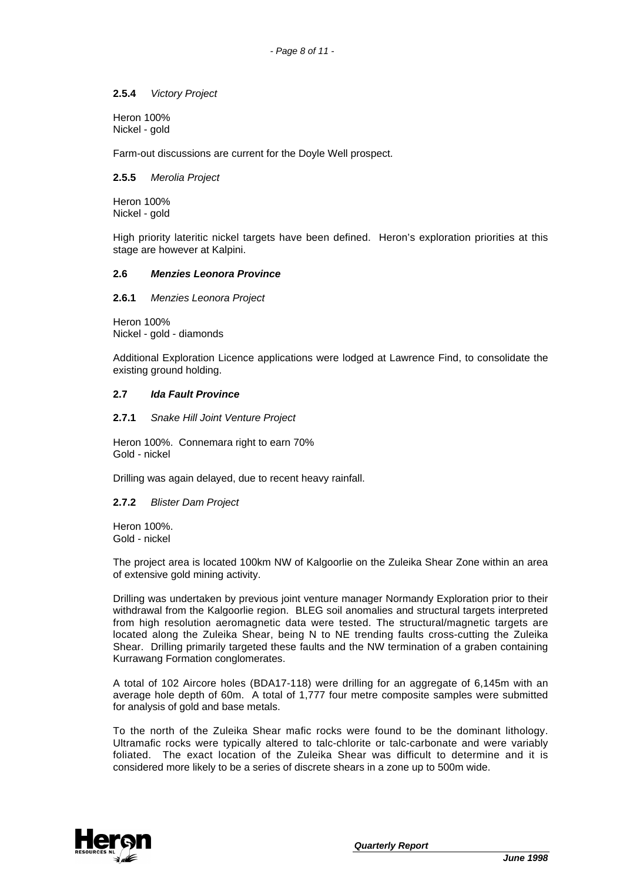#### 2.5.4 *Victory Project*

Heron 100%
Nickel - gold

Farm-out discussions are current for the Doyle Well prospect.

#### 2.5.5 *Merolia Project*

Heron 100%
Nickel - gold

High priority lateritic nickel targets have been defined. Heron's exploration priorities at this stage are however at Kalpini.

### 2.6 ***Menzies Leonora Province***

#### 2.6.1 *Menzies Leonora Project*

Heron 100%
Nickel - gold - diamonds

Additional Exploration Licence applications were lodged at Lawrence Find, to consolidate the existing ground holding.

### 2.7 ***Ida Fault Province***

#### 2.7.1 *Snake Hill Joint Venture Project*

Heron 100%. Connemara right to earn 70%
Gold - nickel

Drilling was again delayed, due to recent heavy rainfall.

#### 2.7.2 *Blister Dam Project*

Heron 100%.
Gold - nickel

The project area is located 100km NW of Kalgoorlie on the Zuleika Shear Zone within an area of extensive gold mining activity.

Drilling was undertaken by previous joint venture manager Normandy Exploration prior to their withdrawal from the Kalgoorlie region. BLEG soil anomalies and structural targets interpreted from high resolution aeromagnetic data were tested. The structural/magnetic targets are located along the Zuleika Shear, being N to NE trending faults cross-cutting the Zuleika Shear. Drilling primarily targeted these faults and the NW termination of a graben containing Kurrawang Formation conglomerates.

A total of 102 Aircore holes (BDA17-118) were drilling for an aggregate of 6,145m with an average hole depth of 60m. A total of 1,777 four metre composite samples were submitted for analysis of gold and base metals.

To the north of the Zuleika Shear mafic rocks were found to be the dominant lithology. Ultramafic rocks were typically altered to talc-chlorite or talc-carbonate and were variably foliated. The exact location of the Zuleika Shear was difficult to determine and it is considered more likely to be a series of discrete shears in a zone up to 500m wide.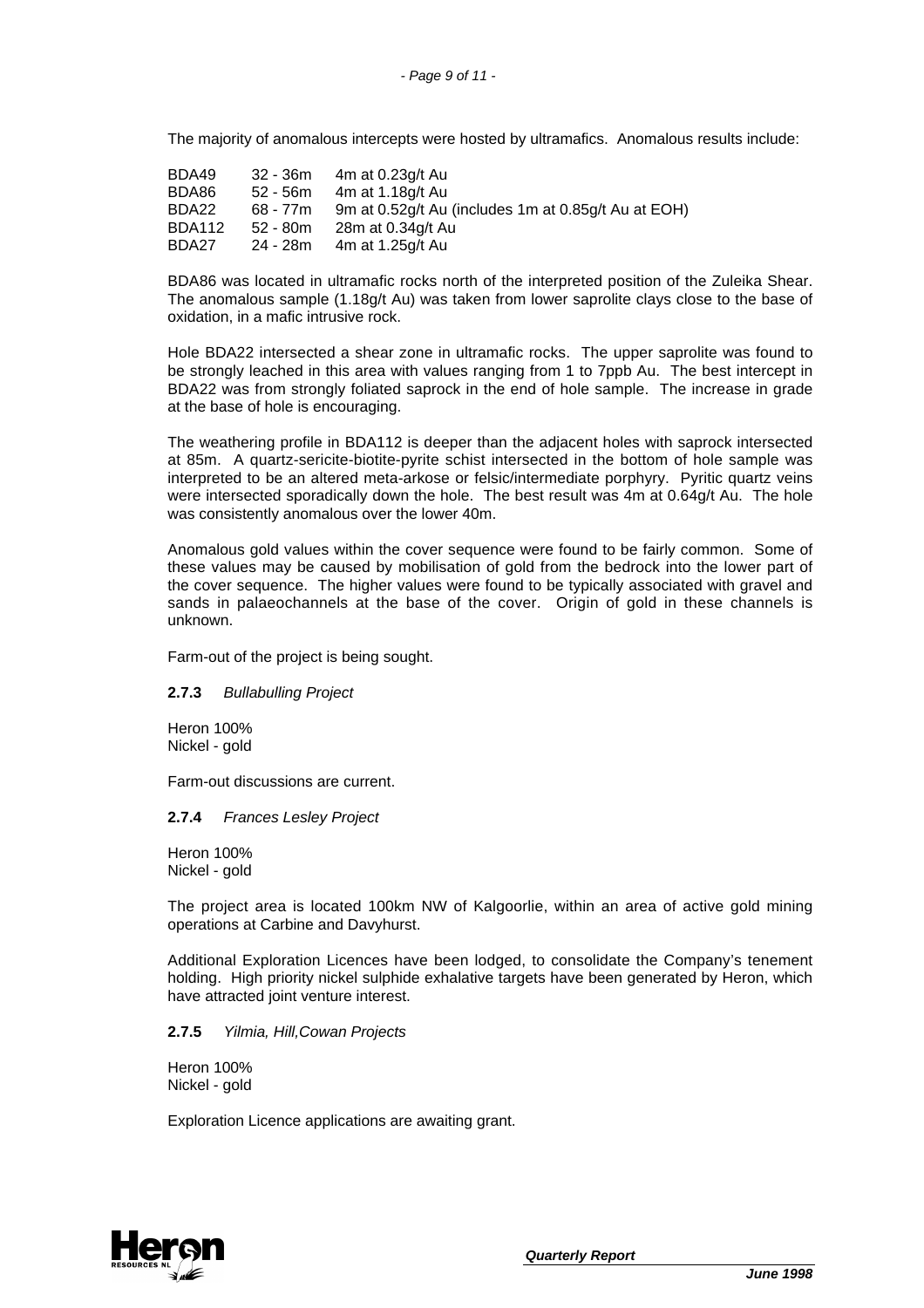The majority of anomalous intercepts were hosted by ultramafics. Anomalous results include:

| | | |
|---|---|---|
| BDA49 | 32 - 36m | 4m at 0.23g/t Au |
| BDA86 | 52 - 56m | 4m at 1.18g/t Au |
| BDA22 | 68 - 77m | 9m at 0.52g/t Au (includes 1m at 0.85g/t Au at EOH) |
| BDA112 | 52 - 80m | 28m at 0.34g/t Au |
| BDA27 | 24 - 28m | 4m at 1.25g/t Au |

BDA86 was located in ultramafic rocks north of the interpreted position of the Zuleika Shear. The anomalous sample (1.18g/t Au) was taken from lower saprolite clays close to the base of oxidation, in a mafic intrusive rock.

Hole BDA22 intersected a shear zone in ultramafic rocks. The upper saprolite was found to be strongly leached in this area with values ranging from 1 to 7ppb Au. The best intercept in BDA22 was from strongly foliated saprock in the end of hole sample. The increase in grade at the base of hole is encouraging.

The weathering profile in BDA112 is deeper than the adjacent holes with saprock intersected at 85m. A quartz-sericite-biotite-pyrite schist intersected in the bottom of hole sample was interpreted to be an altered meta-arkose or felsic/intermediate porphyry. Pyritic quartz veins were intersected sporadically down the hole. The best result was 4m at 0.64g/t Au. The hole was consistently anomalous over the lower 40m.

Anomalous gold values within the cover sequence were found to be fairly common. Some of these values may be caused by mobilisation of gold from the bedrock into the lower part of the cover sequence. The higher values were found to be typically associated with gravel and sands in palaeochannels at the base of the cover. Origin of gold in these channels is unknown.

Farm-out of the project is being sought.

### **2.7.3** *Bullabulling Project*

Heron 100%
Nickel - gold

Farm-out discussions are current.

### **2.7.4** *Frances Lesley Project*

Heron 100%
Nickel - gold

The project area is located 100km NW of Kalgoorlie, within an area of active gold mining operations at Carbine and Davyhurst.

Additional Exploration Licences have been lodged, to consolidate the Company's tenement holding. High priority nickel sulphide exhalative targets have been generated by Heron, which have attracted joint venture interest.

### **2.7.5** *Yilmia, Hill,Cowan Projects*

Heron 100%
Nickel - gold

Exploration Licence applications are awaiting grant.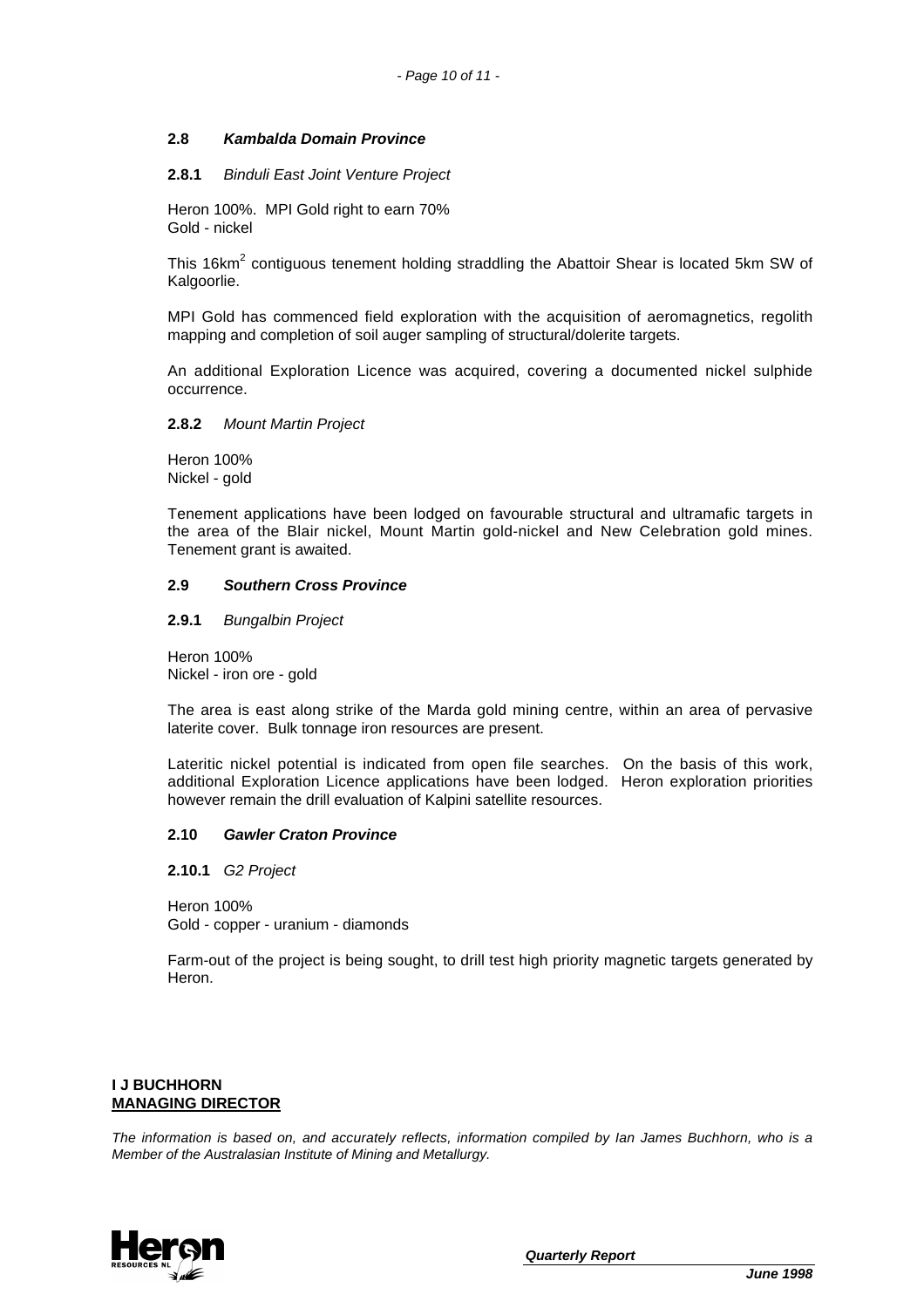### 2.8 *Kambalda Domain Province*

#### 2.8.1 *Binduli East Joint Venture Project*

Heron 100%. MPI Gold right to earn 70%
Gold - nickel

This 16km$^2$ contiguous tenement holding straddling the Abattoir Shear is located 5km SW of Kalgoorlie.

MPI Gold has commenced field exploration with the acquisition of aeromagnetics, regolith mapping and completion of soil auger sampling of structural/dolerite targets.

An additional Exploration Licence was acquired, covering a documented nickel sulphide occurrence.

#### 2.8.2 *Mount Martin Project*

Heron 100%
Nickel - gold

Tenement applications have been lodged on favourable structural and ultramafic targets in the area of the Blair nickel, Mount Martin gold-nickel and New Celebration gold mines. Tenement grant is awaited.

### 2.9 *Southern Cross Province*

#### 2.9.1 *Bungalbin Project*

Heron 100%
Nickel - iron ore - gold

The area is east along strike of the Marda gold mining centre, within an area of pervasive laterite cover. Bulk tonnage iron resources are present.

Lateritic nickel potential is indicated from open file searches. On the basis of this work, additional Exploration Licence applications have been lodged. Heron exploration priorities however remain the drill evaluation of Kalpini satellite resources.

### 2.10 *Gawler Craton Province*

#### 2.10.1 *G2 Project*

Heron 100%
Gold - copper - uranium - diamonds

Farm-out of the project is being sought, to drill test high priority magnetic targets generated by Heron.

**I J BUCHHORN**
**MANAGING DIRECTOR**

*The information is based on, and accurately reflects, information compiled by Ian James Buchhorn, who is a Member of the Australasian Institute of Mining and Metallurgy.*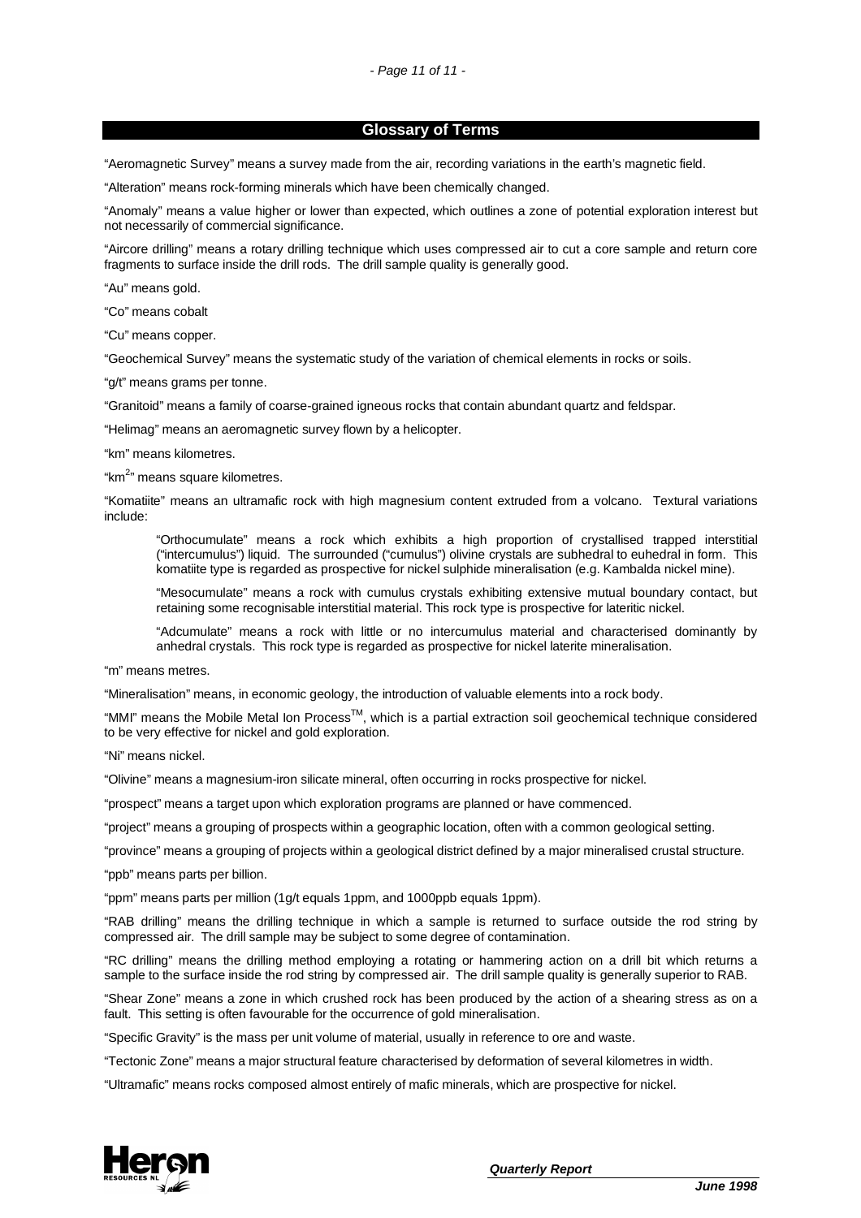## Glossary of Terms

"Aeromagnetic Survey" means a survey made from the air, recording variations in the earth's magnetic field.

"Alteration" means rock-forming minerals which have been chemically changed.

"Anomaly" means a value higher or lower than expected, which outlines a zone of potential exploration interest but not necessarily of commercial significance.

"Aircore drilling" means a rotary drilling technique which uses compressed air to cut a core sample and return core fragments to surface inside the drill rods. The drill sample quality is generally good.

"Au" means gold.

"Co" means cobalt

"Cu" means copper.

"Geochemical Survey" means the systematic study of the variation of chemical elements in rocks or soils.

"g/t" means grams per tonne.

"Granitoid" means a family of coarse-grained igneous rocks that contain abundant quartz and feldspar.

"Helimag" means an aeromagnetic survey flown by a helicopter.

"km" means kilometres.

"$km^2$" means square kilometres.

"Komatiite" means an ultramafic rock with high magnesium content extruded from a volcano. Textural variations include:

> "Orthocumulate" means a rock which exhibits a high proportion of crystallised trapped interstitial ("intercumulus") liquid. The surrounded ("cumulus") olivine crystals are subhedral to euhedral in form. This komatiite type is regarded as prospective for nickel sulphide mineralisation (e.g. Kambalda nickel mine).
>
> "Mesocumulate" means a rock with cumulus crystals exhibiting extensive mutual boundary contact, but retaining some recognisable interstitial material. This rock type is prospective for lateritic nickel.
>
> "Adcumulate" means a rock with little or no intercumulus material and characterised dominantly by anhedral crystals. This rock type is regarded as prospective for nickel laterite mineralisation.

"m" means metres.

"Mineralisation" means, in economic geology, the introduction of valuable elements into a rock body.

"MMI" means the Mobile Metal Ion Process™, which is a partial extraction soil geochemical technique considered to be very effective for nickel and gold exploration.

"Ni" means nickel.

"Olivine" means a magnesium-iron silicate mineral, often occurring in rocks prospective for nickel.

"prospect" means a target upon which exploration programs are planned or have commenced.

"project" means a grouping of prospects within a geographic location, often with a common geological setting.

"province" means a grouping of projects within a geological district defined by a major mineralised crustal structure.

"ppb" means parts per billion.

"ppm" means parts per million (1g/t equals 1ppm, and 1000ppb equals 1ppm).

"RAB drilling" means the drilling technique in which a sample is returned to surface outside the rod string by compressed air. The drill sample may be subject to some degree of contamination.

"RC drilling" means the drilling method employing a rotating or hammering action on a drill bit which returns a sample to the surface inside the rod string by compressed air. The drill sample quality is generally superior to RAB.

"Shear Zone" means a zone in which crushed rock has been produced by the action of a shearing stress as on a fault. This setting is often favourable for the occurrence of gold mineralisation.

"Specific Gravity" is the mass per unit volume of material, usually in reference to ore and waste.

"Tectonic Zone" means a major structural feature characterised by deformation of several kilometres in width.

"Ultramafic" means rocks composed almost entirely of mafic minerals, which are prospective for nickel.